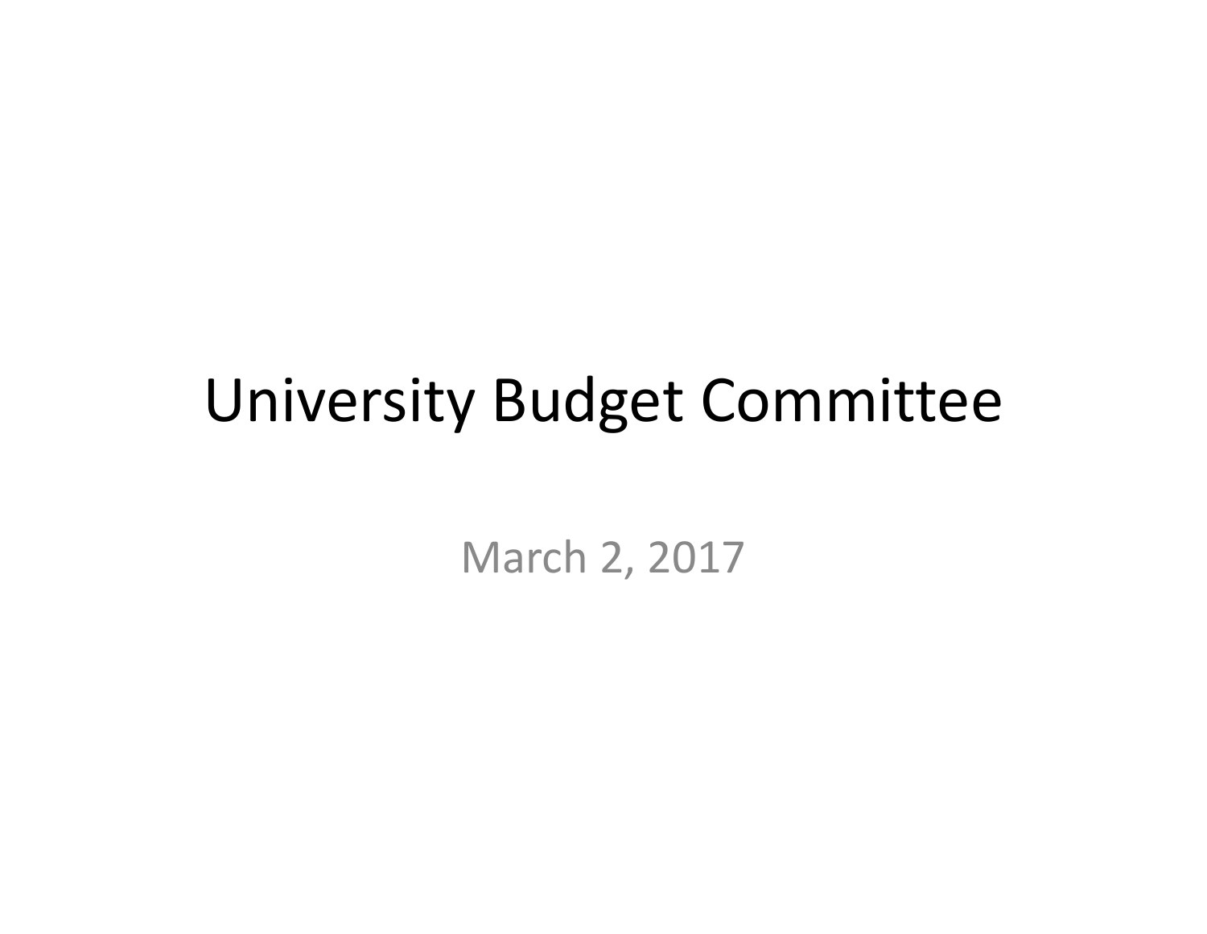# University Budget Committee

March 2, 2017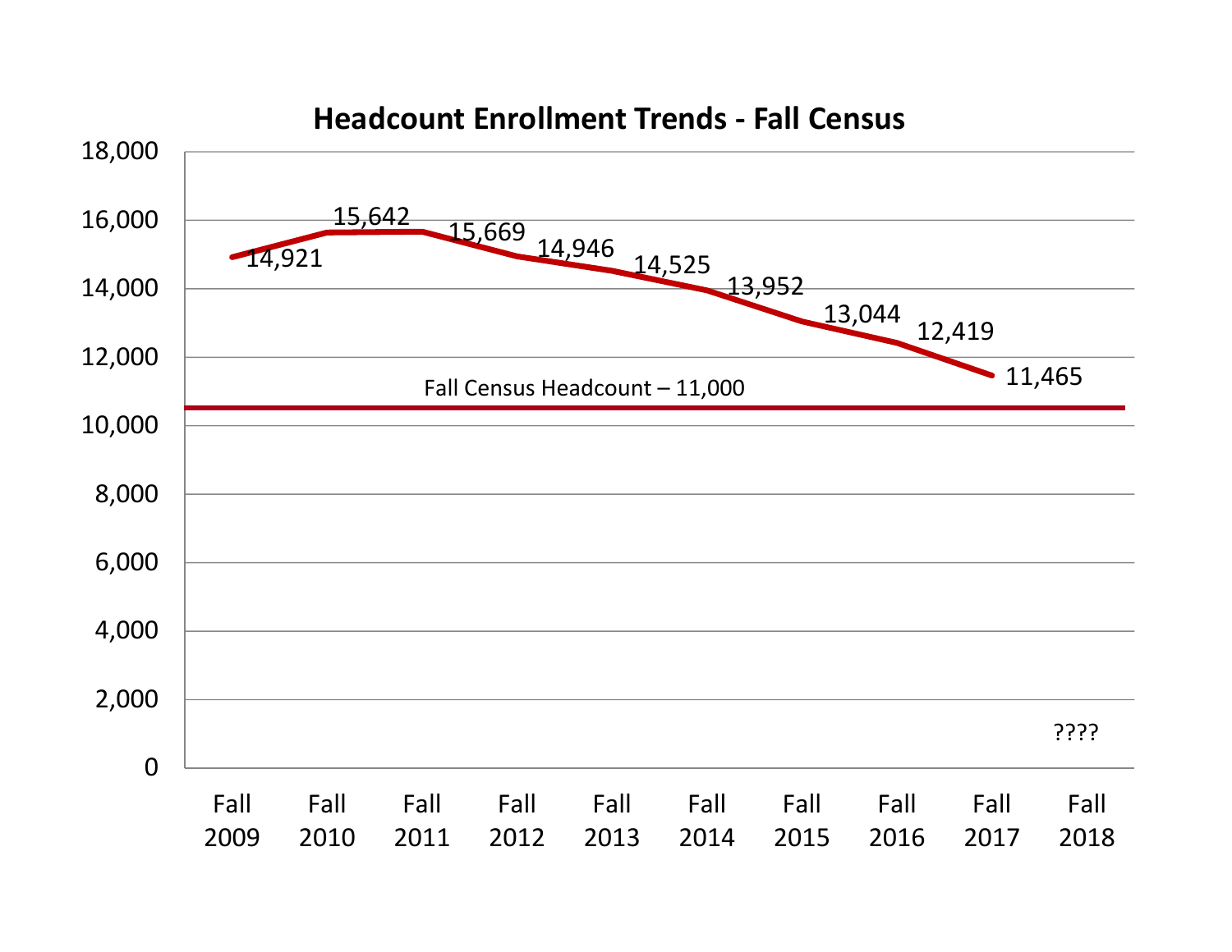## Headcount Enrollment Trends - Fall Census

| Term | Headcount |
| --- | --- |
| Fall 2009 | 14,921 |
| Fall 2010 | 15,642 |
| Fall 2011 | 15,669 |
| Fall 2012 | 14,946 |
| Fall 2013 | 14,525 |
| Fall 2014 | 13,952 |
| Fall 2015 | 13,044 |
| Fall 2016 | 12,419 |
| Fall 2017 | 11,465 |
| Fall 2018 | ???? |

Fall Census Headcount – 11,000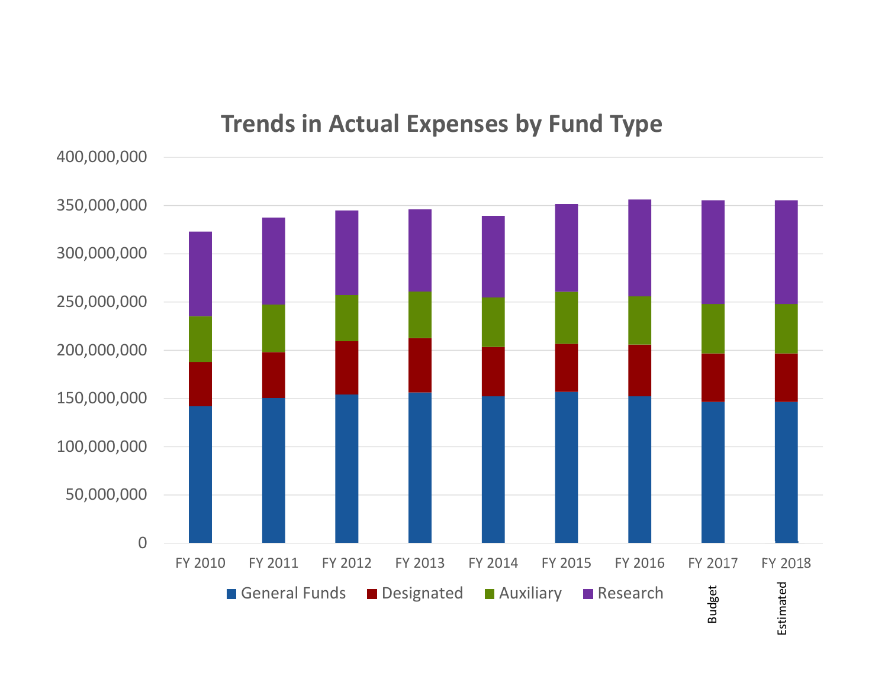## Trends in Actual Expenses by Fund Type

400,000,000
350,000,000
300,000,000
250,000,000
200,000,000
150,000,000
100,000,000
50,000,000
0

FY 2010 FY 2011 FY 2012 FY 2013 FY 2014 FY 2015 FY 2016 FY 2017 FY 2018

Budget Estimated

General Funds Designated Auxiliary Research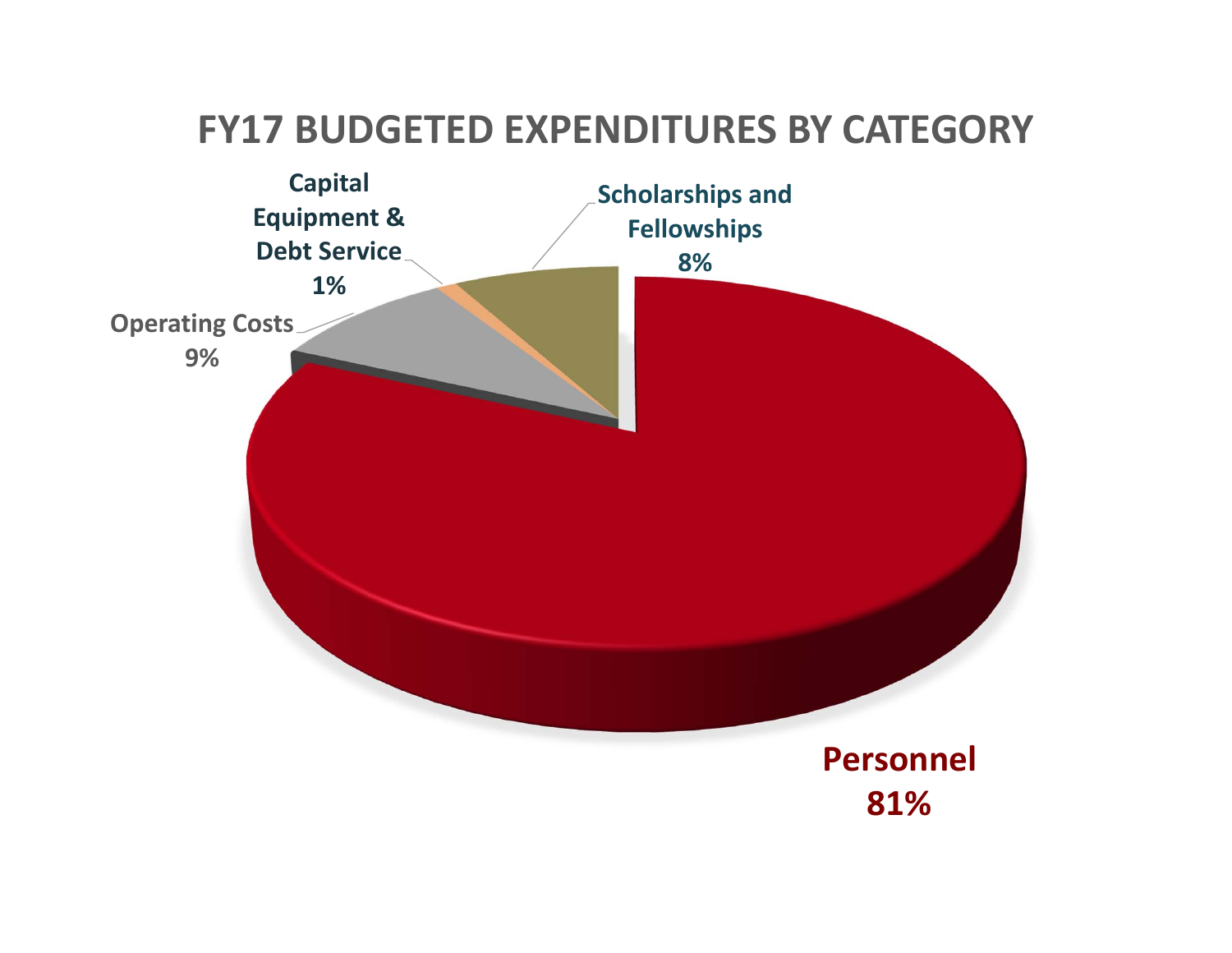# FY17 BUDGETED EXPENDITURES BY CATEGORY

Capital Equipment & Debt Service
1%

Scholarships and Fellowships
8%

Operating Costs
9%

Personnel
81%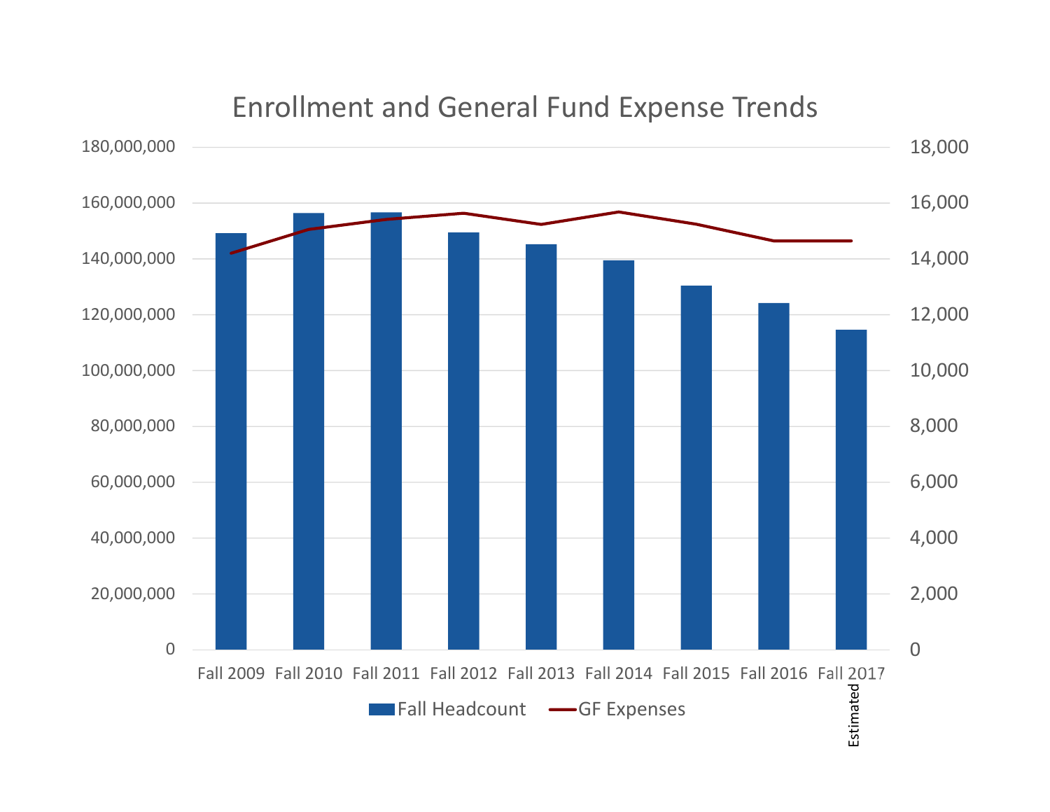## Enrollment and General Fund Expense Trends

Fall 2009, Fall 2010, Fall 2011, Fall 2012, Fall 2013, Fall 2014, Fall 2015, Fall 2016, Fall 2017 Estimated

Fall Headcount — GF Expenses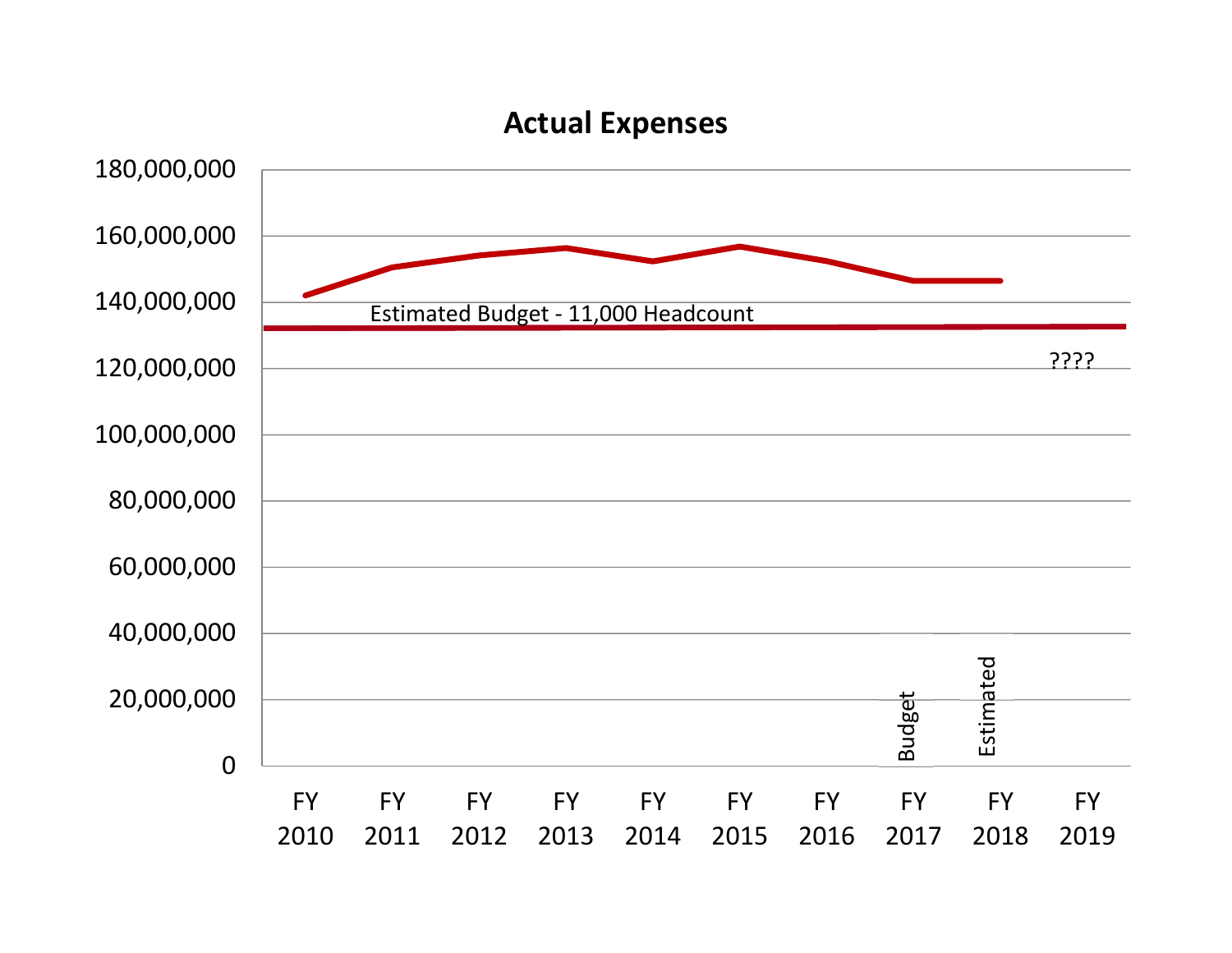## Actual Expenses

180,000,000

160,000,000

140,000,000

Estimated Budget - 11,000 Headcount

120,000,000

????

100,000,000

80,000,000

60,000,000

40,000,000

20,000,000

0

Budget

Estimated

FY 2010 FY 2011 FY 2012 FY 2013 FY 2014 FY 2015 FY 2016 FY 2017 FY 2018 FY 2019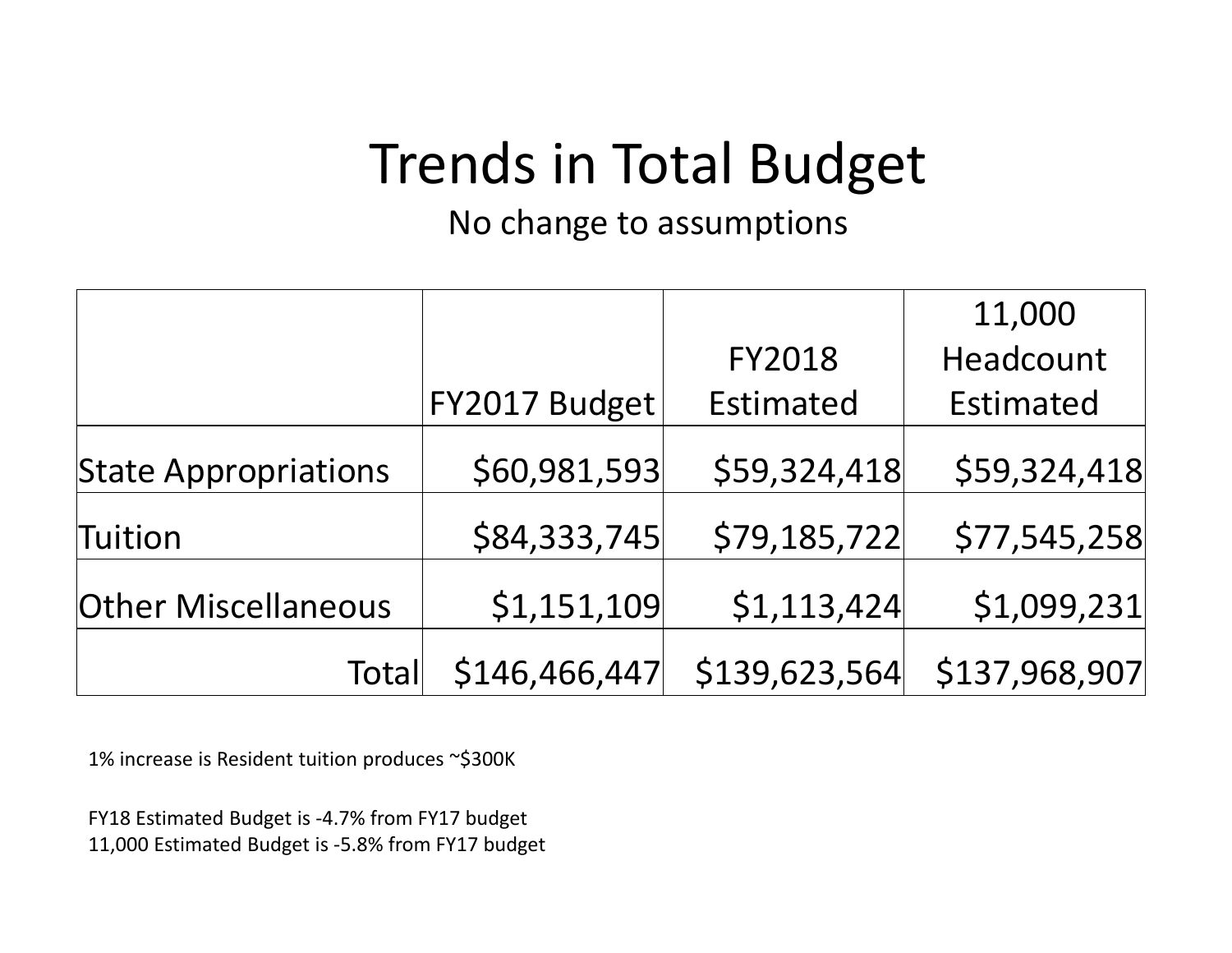# Trends in Total Budget

No change to assumptions

| | FY2017 Budget | FY2018 Estimated | 11,000 Headcount Estimated |
|---|---|---|---|
| State Appropriations | $60,981,593 | $59,324,418 | $59,324,418 |
| Tuition | $84,333,745 | $79,185,722 | $77,545,258 |
| Other Miscellaneous | $1,151,109 | $1,113,424 | $1,099,231 |
| Total | $146,466,447 | $139,623,564 | $137,968,907 |

1% increase is Resident tuition produces ~$300K

FY18 Estimated Budget is -4.7% from FY17 budget
11,000 Estimated Budget is -5.8% from FY17 budget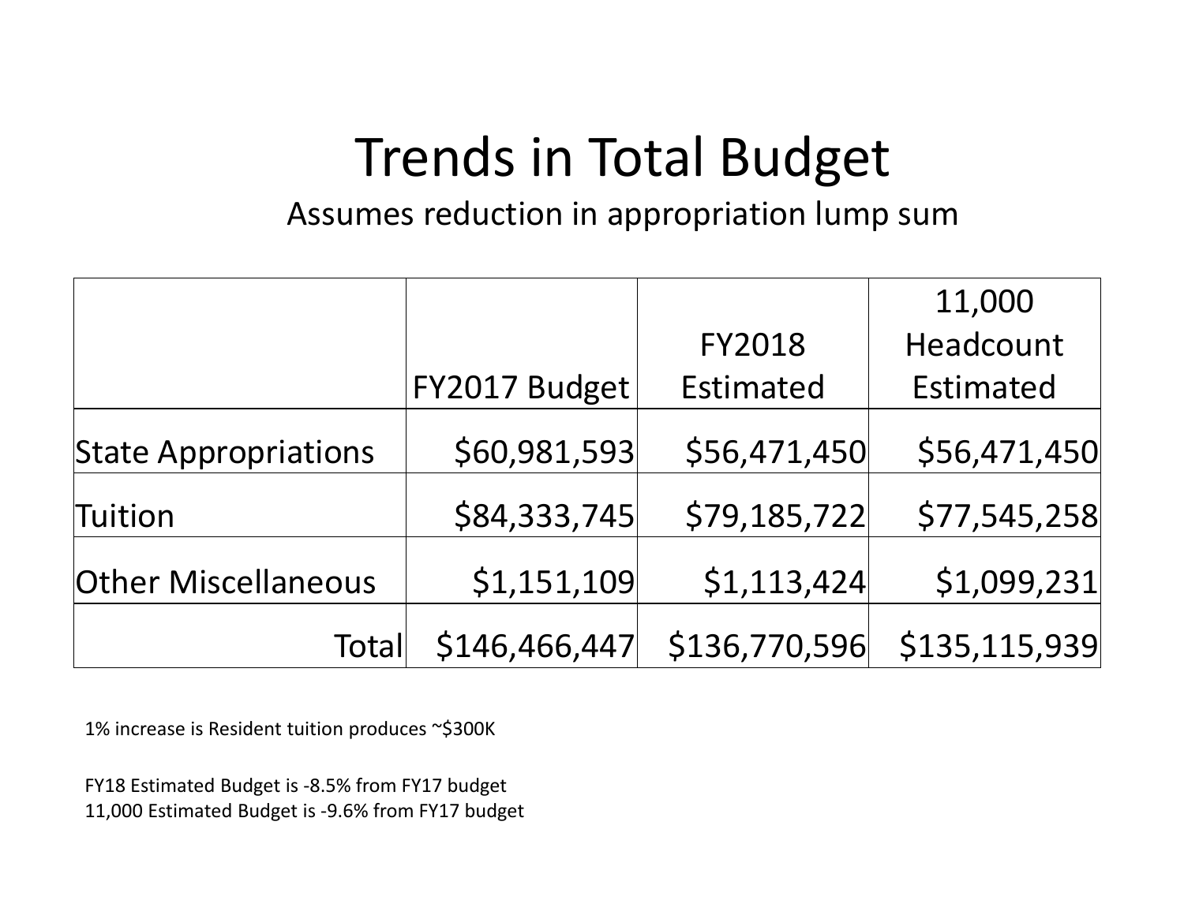# Trends in Total Budget

Assumes reduction in appropriation lump sum

| | FY2017 Budget | FY2018 Estimated | 11,000 Headcount Estimated |
|---|---|---|---|
| State Appropriations | $60,981,593 | $56,471,450 | $56,471,450 |
| Tuition | $84,333,745 | $79,185,722 | $77,545,258 |
| Other Miscellaneous | $1,151,109 | $1,113,424 | $1,099,231 |
| Total | $146,466,447 | $136,770,596 | $135,115,939 |

1% increase is Resident tuition produces ~$300K

FY18 Estimated Budget is -8.5% from FY17 budget
11,000 Estimated Budget is -9.6% from FY17 budget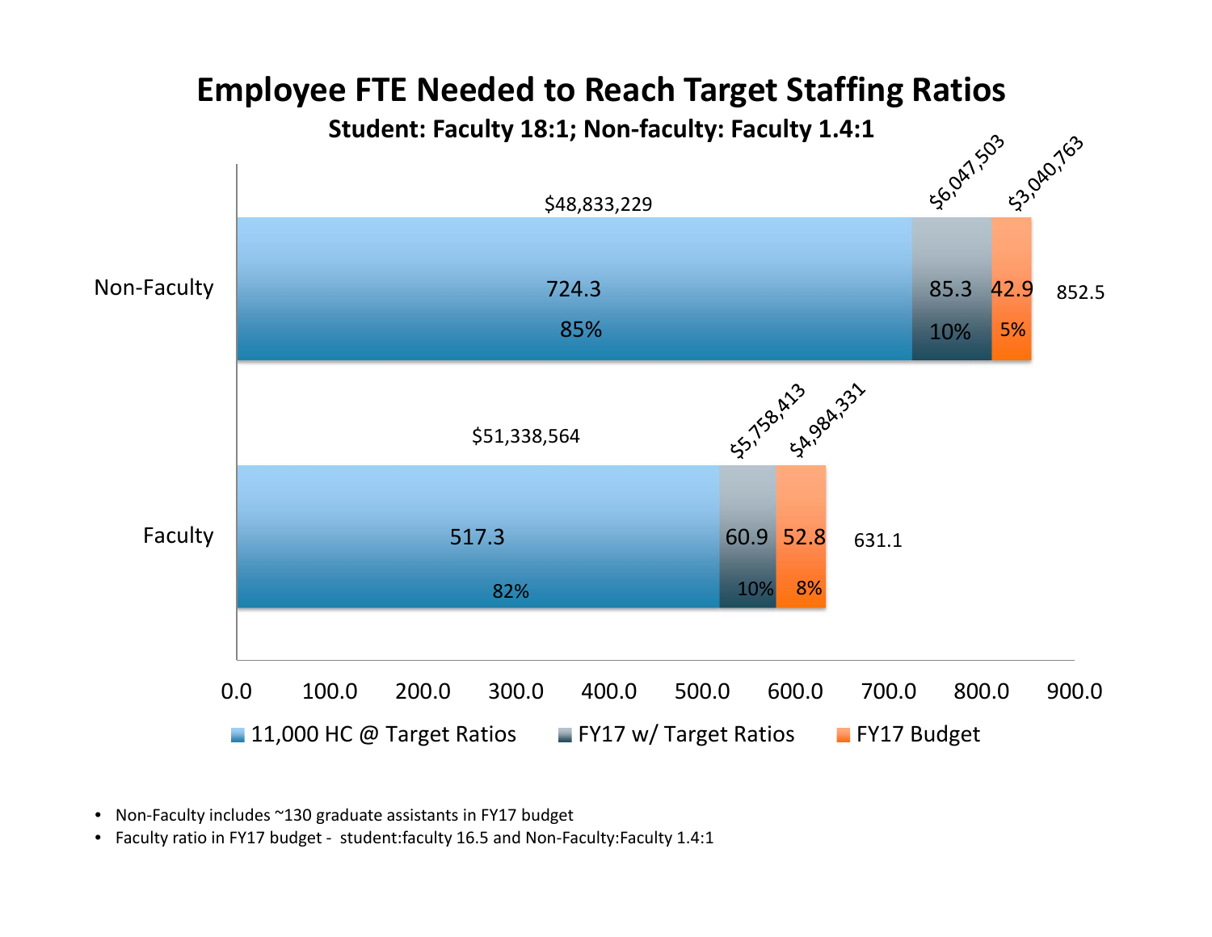# Employee FTE Needed to Reach Target Staffing Ratios

**Student: Faculty 18:1; Non-faculty: Faculty 1.4:1**

| | 11,000 HC @ Target Ratios | FY17 w/ Target Ratios | FY17 Budget | Total |
|---|---|---|---|---|
| Non-Faculty | 724.3 (85%) $48,833,229 | 85.3 (10%) $6,047,503 | 42.9 (5%) $3,040,763 | 852.5 |
| Faculty | 517.3 (82%) $51,338,564 | 60.9 (10%) $5,758,413 | 52.8 (8%) $4,984,331 | 631.1 |

- Non-Faculty includes ~130 graduate assistants in FY17 budget
- Faculty ratio in FY17 budget - student:faculty 16.5 and Non-Faculty:Faculty 1.4:1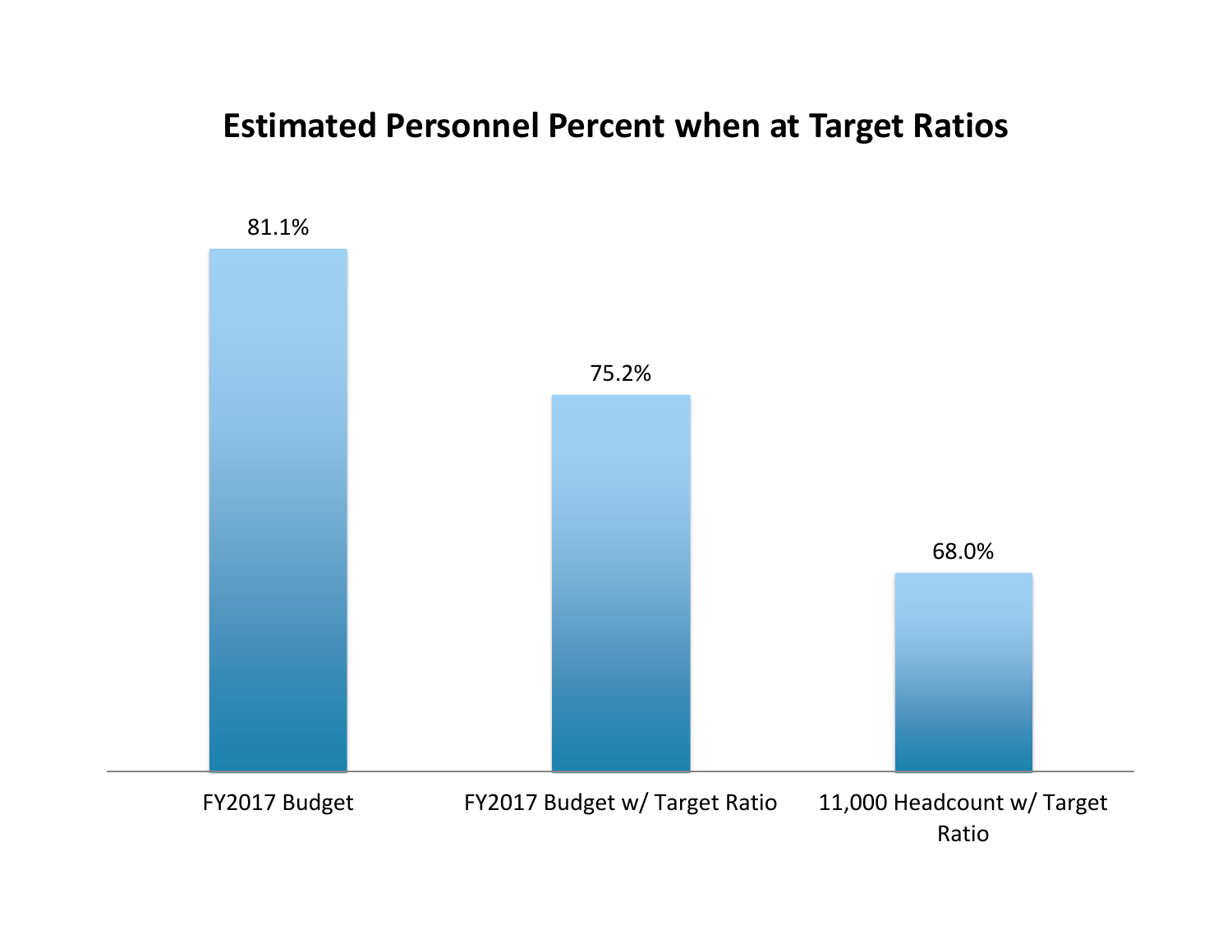## Estimated Personnel Percent when at Target Ratios

81.1%

75.2%

68.0%

FY2017 Budget

FY2017 Budget w/ Target Ratio

11,000 Headcount w/ Target Ratio